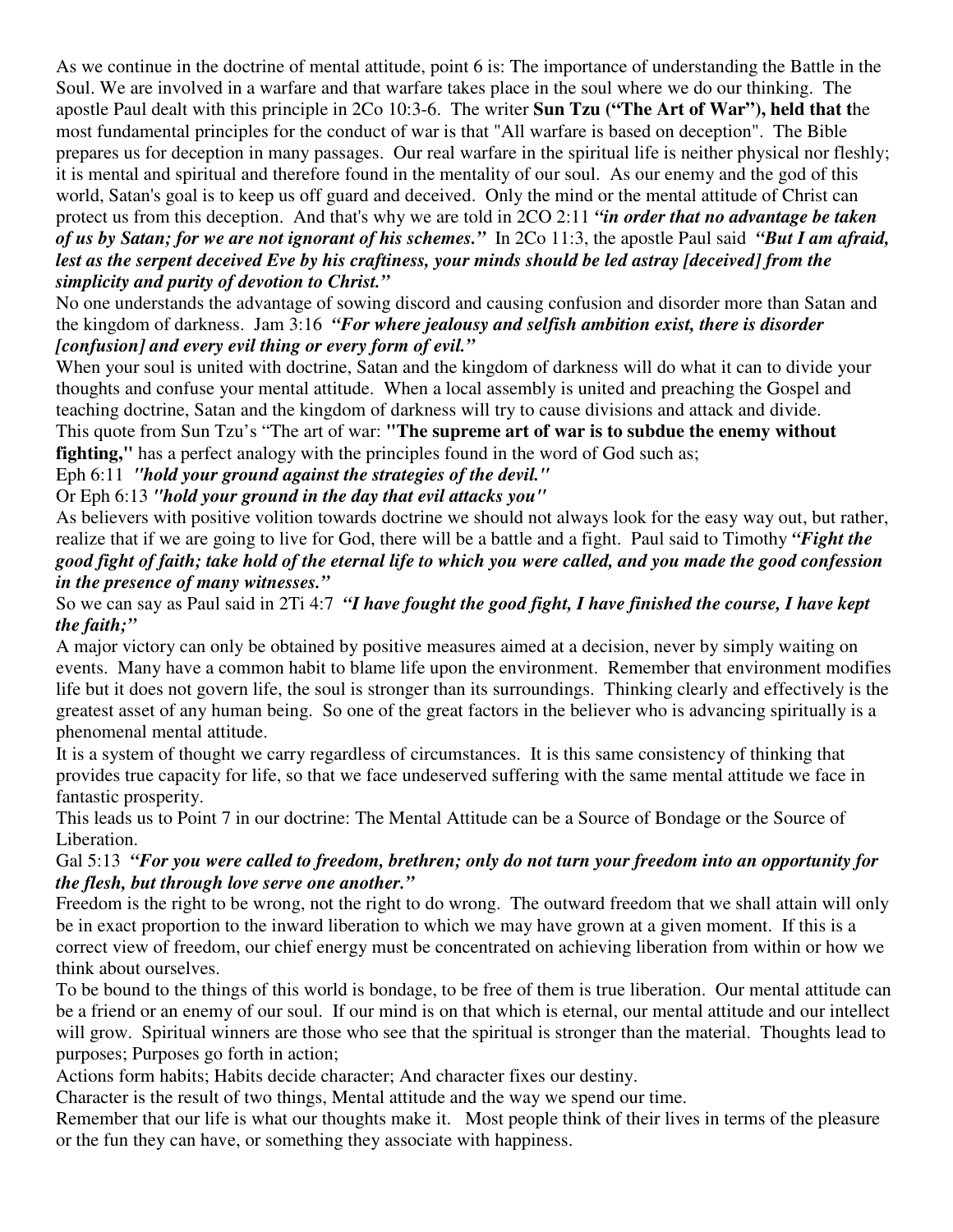As we continue in the doctrine of mental attitude, point 6 is: The importance of understanding the Battle in the Soul. We are involved in a warfare and that warfare takes place in the soul where we do our thinking. The apostle Paul dealt with this principle in 2Co 10:3-6. The writer **Sun Tzu ("The Art of War"), held that t**he most fundamental principles for the conduct of war is that "All warfare is based on deception". The Bible prepares us for deception in many passages. Our real warfare in the spiritual life is neither physical nor fleshly; it is mental and spiritual and therefore found in the mentality of our soul. As our enemy and the god of this world, Satan's goal is to keep us off guard and deceived. Only the mind or the mental attitude of Christ can protect us from this deception. And that's why we are told in 2CO 2:11 ***"in order that no advantage be taken of us by Satan; for we are not ignorant of his schemes."*** In 2Co 11:3, the apostle Paul said ***"But I am afraid, lest as the serpent deceived Eve by his craftiness, your minds should be led astray [deceived] from the simplicity and purity of devotion to Christ."***

No one understands the advantage of sowing discord and causing confusion and disorder more than Satan and the kingdom of darkness. Jam 3:16 ***"For where jealousy and selfish ambition exist, there is disorder [confusion] and every evil thing or every form of evil."***

When your soul is united with doctrine, Satan and the kingdom of darkness will do what it can to divide your thoughts and confuse your mental attitude. When a local assembly is united and preaching the Gospel and teaching doctrine, Satan and the kingdom of darkness will try to cause divisions and attack and divide.

This quote from Sun Tzu's "The art of war: **"The supreme art of war is to subdue the enemy without fighting,"** has a perfect analogy with the principles found in the word of God such as;

Eph 6:11 ***"hold your ground against the strategies of the devil."***

Or Eph 6:13 ***"hold your ground in the day that evil attacks you"***

As believers with positive volition towards doctrine we should not always look for the easy way out, but rather, realize that if we are going to live for God, there will be a battle and a fight. Paul said to Timothy ***"Fight the good fight of faith; take hold of the eternal life to which you were called, and you made the good confession in the presence of many witnesses."***

So we can say as Paul said in 2Ti 4:7 ***"I have fought the good fight, I have finished the course, I have kept the faith;"***

A major victory can only be obtained by positive measures aimed at a decision, never by simply waiting on events. Many have a common habit to blame life upon the environment. Remember that environment modifies life but it does not govern life, the soul is stronger than its surroundings. Thinking clearly and effectively is the greatest asset of any human being. So one of the great factors in the believer who is advancing spiritually is a phenomenal mental attitude.

It is a system of thought we carry regardless of circumstances. It is this same consistency of thinking that provides true capacity for life, so that we face undeserved suffering with the same mental attitude we face in fantastic prosperity.

This leads us to Point 7 in our doctrine: The Mental Attitude can be a Source of Bondage or the Source of Liberation.

Gal 5:13 ***"For you were called to freedom, brethren; only do not turn your freedom into an opportunity for the flesh, but through love serve one another."***

Freedom is the right to be wrong, not the right to do wrong. The outward freedom that we shall attain will only be in exact proportion to the inward liberation to which we may have grown at a given moment. If this is a correct view of freedom, our chief energy must be concentrated on achieving liberation from within or how we think about ourselves.

To be bound to the things of this world is bondage, to be free of them is true liberation. Our mental attitude can be a friend or an enemy of our soul. If our mind is on that which is eternal, our mental attitude and our intellect will grow. Spiritual winners are those who see that the spiritual is stronger than the material. Thoughts lead to purposes; Purposes go forth in action;

Actions form habits; Habits decide character; And character fixes our destiny.

Character is the result of two things, Mental attitude and the way we spend our time.

Remember that our life is what our thoughts make it. Most people think of their lives in terms of the pleasure or the fun they can have, or something they associate with happiness.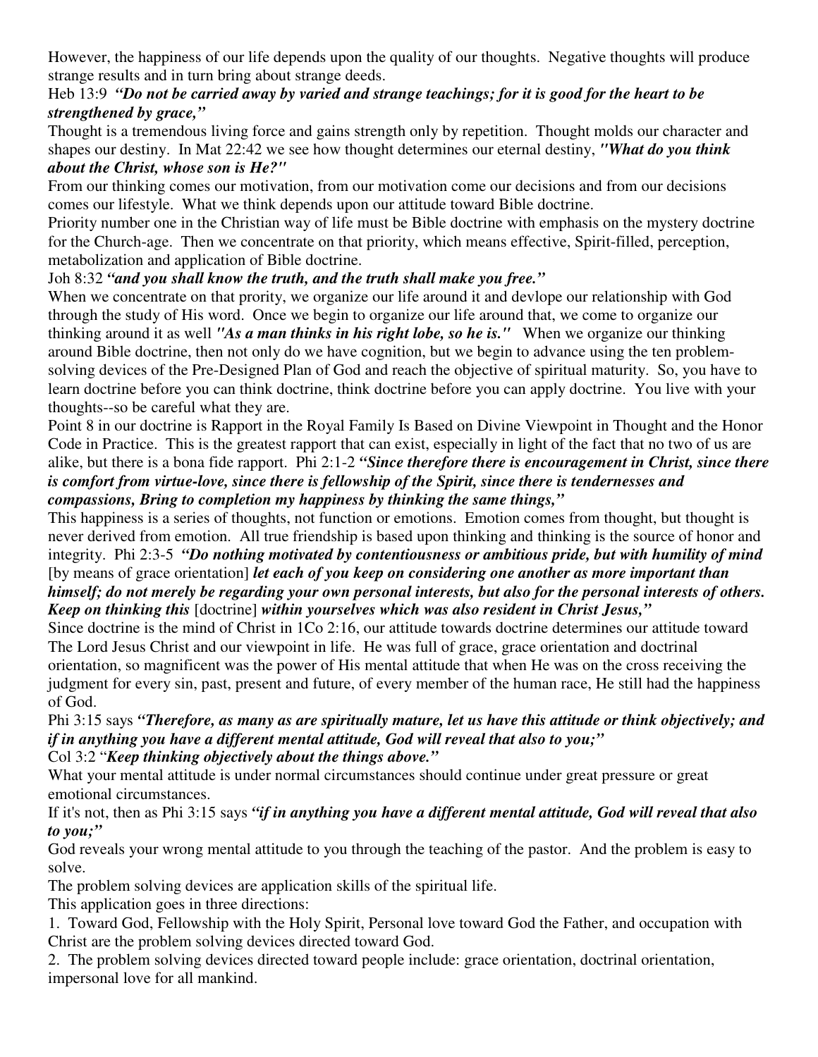However, the happiness of our life depends upon the quality of our thoughts. Negative thoughts will produce strange results and in turn bring about strange deeds.

Heb 13:9 ***"Do not be carried away by varied and strange teachings; for it is good for the heart to be strengthened by grace,"***

Thought is a tremendous living force and gains strength only by repetition. Thought molds our character and shapes our destiny. In Mat 22:42 we see how thought determines our eternal destiny, ***"What do you think about the Christ, whose son is He?"***

From our thinking comes our motivation, from our motivation come our decisions and from our decisions comes our lifestyle. What we think depends upon our attitude toward Bible doctrine.

Priority number one in the Christian way of life must be Bible doctrine with emphasis on the mystery doctrine for the Church-age. Then we concentrate on that priority, which means effective, Spirit-filled, perception, metabolization and application of Bible doctrine.

Joh 8:32 ***"and you shall know the truth, and the truth shall make you free."***

When we concentrate on that prority, we organize our life around it and devlope our relationship with God through the study of His word. Once we begin to organize our life around that, we come to organize our thinking around it as well ***"As a man thinks in his right lobe, so he is."*** When we organize our thinking around Bible doctrine, then not only do we have cognition, but we begin to advance using the ten problem-solving devices of the Pre-Designed Plan of God and reach the objective of spiritual maturity. So, you have to learn doctrine before you can think doctrine, think doctrine before you can apply doctrine. You live with your thoughts--so be careful what they are.

Point 8 in our doctrine is Rapport in the Royal Family Is Based on Divine Viewpoint in Thought and the Honor Code in Practice. This is the greatest rapport that can exist, especially in light of the fact that no two of us are alike, but there is a bona fide rapport. Phi 2:1-2 ***"Since therefore there is encouragement in Christ, since there is comfort from virtue-love, since there is fellowship of the Spirit, since there is tendernesses and compassions, Bring to completion my happiness by thinking the same things,"***

This happiness is a series of thoughts, not function or emotions. Emotion comes from thought, but thought is never derived from emotion. All true friendship is based upon thinking and thinking is the source of honor and integrity. Phi 2:3-5 ***"Do nothing motivated by contentiousness or ambitious pride, but with humility of mind*** [by means of grace orientation] ***let each of you keep on considering one another as more important than himself; do not merely be regarding your own personal interests, but also for the personal interests of others. Keep on thinking this*** [doctrine] ***within yourselves which was also resident in Christ Jesus,"***

Since doctrine is the mind of Christ in 1Co 2:16, our attitude towards doctrine determines our attitude toward The Lord Jesus Christ and our viewpoint in life. He was full of grace, grace orientation and doctrinal orientation, so magnificent was the power of His mental attitude that when He was on the cross receiving the judgment for every sin, past, present and future, of every member of the human race, He still had the happiness of God.

Phi 3:15 says ***"Therefore, as many as are spiritually mature, let us have this attitude or think objectively; and if in anything you have a different mental attitude, God will reveal that also to you;"***

Col 3:2 "***Keep thinking objectively about the things above."***

What your mental attitude is under normal circumstances should continue under great pressure or great emotional circumstances.

If it's not, then as Phi 3:15 says ***"if in anything you have a different mental attitude, God will reveal that also to you;"***

God reveals your wrong mental attitude to you through the teaching of the pastor. And the problem is easy to solve.

The problem solving devices are application skills of the spiritual life.

This application goes in three directions:

1. Toward God, Fellowship with the Holy Spirit, Personal love toward God the Father, and occupation with Christ are the problem solving devices directed toward God.
2. The problem solving devices directed toward people include: grace orientation, doctrinal orientation, impersonal love for all mankind.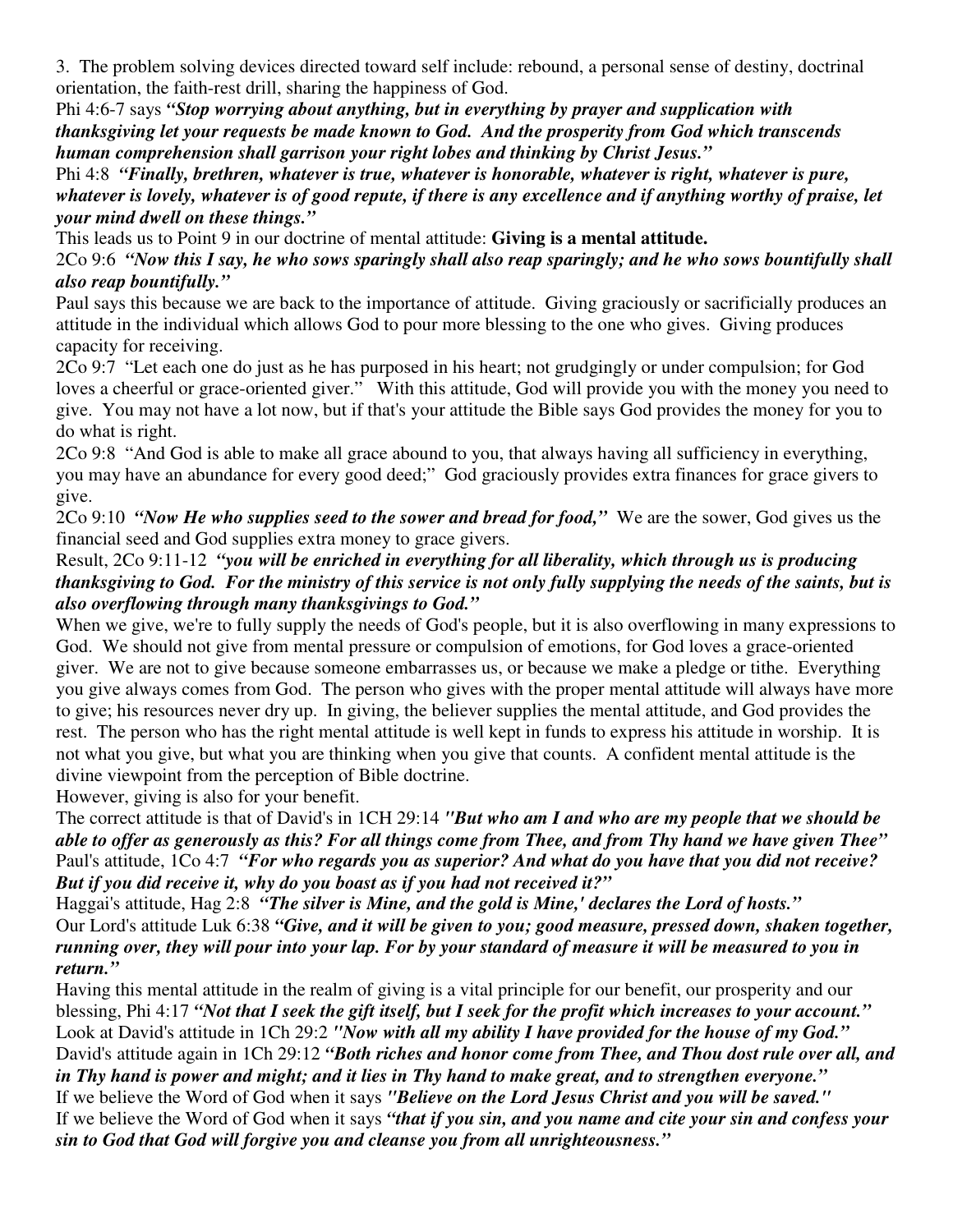3. The problem solving devices directed toward self include: rebound, a personal sense of destiny, doctrinal orientation, the faith-rest drill, sharing the happiness of God.

Phi 4:6-7 says ***"Stop worrying about anything, but in everything by prayer and supplication with thanksgiving let your requests be made known to God. And the prosperity from God which transcends human comprehension shall garrison your right lobes and thinking by Christ Jesus."***

Phi 4:8 ***"Finally, brethren, whatever is true, whatever is honorable, whatever is right, whatever is pure, whatever is lovely, whatever is of good repute, if there is any excellence and if anything worthy of praise, let your mind dwell on these things."***

This leads us to Point 9 in our doctrine of mental attitude: **Giving is a mental attitude.**

2Co 9:6 ***"Now this I say, he who sows sparingly shall also reap sparingly; and he who sows bountifully shall also reap bountifully."***

Paul says this because we are back to the importance of attitude. Giving graciously or sacrificially produces an attitude in the individual which allows God to pour more blessing to the one who gives. Giving produces capacity for receiving.

2Co 9:7 "Let each one do just as he has purposed in his heart; not grudgingly or under compulsion; for God loves a cheerful or grace-oriented giver." With this attitude, God will provide you with the money you need to give. You may not have a lot now, but if that's your attitude the Bible says God provides the money for you to do what is right.

2Co 9:8 "And God is able to make all grace abound to you, that always having all sufficiency in everything, you may have an abundance for every good deed;" God graciously provides extra finances for grace givers to give.

2Co 9:10 ***"Now He who supplies seed to the sower and bread for food,"*** We are the sower, God gives us the financial seed and God supplies extra money to grace givers.

Result, 2Co 9:11-12 ***"you will be enriched in everything for all liberality, which through us is producing thanksgiving to God. For the ministry of this service is not only fully supplying the needs of the saints, but is also overflowing through many thanksgivings to God."***

When we give, we're to fully supply the needs of God's people, but it is also overflowing in many expressions to God. We should not give from mental pressure or compulsion of emotions, for God loves a grace-oriented giver. We are not to give because someone embarrasses us, or because we make a pledge or tithe. Everything you give always comes from God. The person who gives with the proper mental attitude will always have more to give; his resources never dry up. In giving, the believer supplies the mental attitude, and God provides the rest. The person who has the right mental attitude is well kept in funds to express his attitude in worship. It is not what you give, but what you are thinking when you give that counts. A confident mental attitude is the divine viewpoint from the perception of Bible doctrine.

However, giving is also for your benefit.

The correct attitude is that of David's in 1CH 29:14 ***"But who am I and who are my people that we should be able to offer as generously as this? For all things come from Thee, and from Thy hand we have given Thee"*** Paul's attitude, 1Co 4:7 ***"For who regards you as superior? And what do you have that you did not receive? But if you did receive it, why do you boast as if you had not received it?"***

Haggai's attitude, Hag 2:8 ***"The silver is Mine, and the gold is Mine,' declares the Lord of hosts."***

Our Lord's attitude Luk 6:38 ***"Give, and it will be given to you; good measure, pressed down, shaken together, running over, they will pour into your lap. For by your standard of measure it will be measured to you in return."***

Having this mental attitude in the realm of giving is a vital principle for our benefit, our prosperity and our blessing, Phi 4:17 ***"Not that I seek the gift itself, but I seek for the profit which increases to your account."*** Look at David's attitude in 1Ch 29:2 ***"Now with all my ability I have provided for the house of my God."*** David's attitude again in 1Ch 29:12 ***"Both riches and honor come from Thee, and Thou dost rule over all, and in Thy hand is power and might; and it lies in Thy hand to make great, and to strengthen everyone."***

If we believe the Word of God when it says ***"Believe on the Lord Jesus Christ and you will be saved."***

If we believe the Word of God when it says ***"that if you sin, and you name and cite your sin and confess your sin to God that God will forgive you and cleanse you from all unrighteousness."***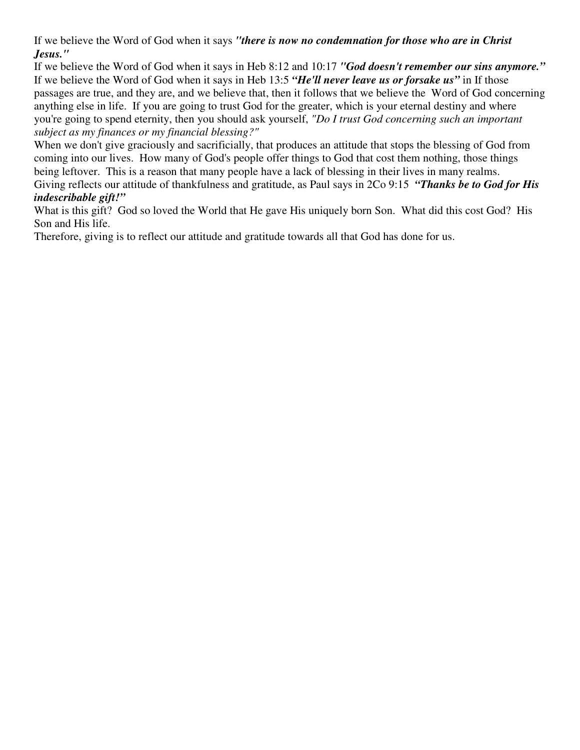If we believe the Word of God when it says ***"there is now no condemnation for those who are in Christ Jesus."***

If we believe the Word of God when it says in Heb 8:12 and 10:17 ***"God doesn't remember our sins anymore."***

If we believe the Word of God when it says in Heb 13:5 ***"He'll never leave us or forsake us"*** in If those passages are true, and they are, and we believe that, then it follows that we believe the Word of God concerning anything else in life. If you are going to trust God for the greater, which is your eternal destiny and where you're going to spend eternity, then you should ask yourself, *"Do I trust God concerning such an important subject as my finances or my financial blessing?"*

When we don't give graciously and sacrificially, that produces an attitude that stops the blessing of God from coming into our lives. How many of God's people offer things to God that cost them nothing, those things being leftover. This is a reason that many people have a lack of blessing in their lives in many realms.

Giving reflects our attitude of thankfulness and gratitude, as Paul says in 2Co 9:15 ***"Thanks be to God for His indescribable gift!"***

What is this gift? God so loved the World that He gave His uniquely born Son. What did this cost God? His Son and His life.

Therefore, giving is to reflect our attitude and gratitude towards all that God has done for us.